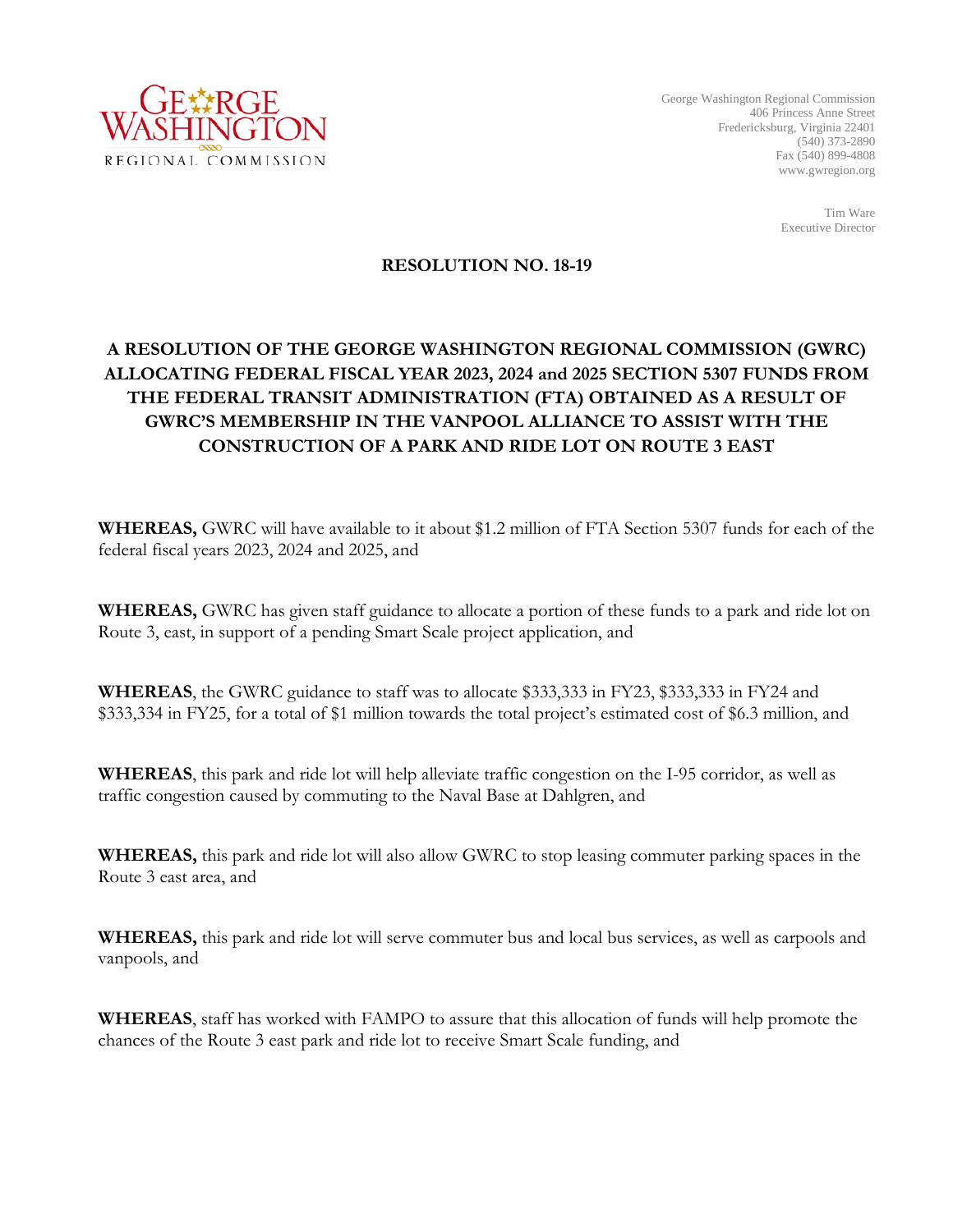George Washington Regional Commission
406 Princess Anne Street
Fredericksburg, Virginia 22401
(540) 373-2890
Fax (540) 899-4808
www.gwregion.org

Tim Ware
Executive Director

## RESOLUTION NO. 18-19

## A RESOLUTION OF THE GEORGE WASHINGTON REGIONAL COMMISSION (GWRC) ALLOCATING FEDERAL FISCAL YEAR 2023, 2024 and 2025 SECTION 5307 FUNDS FROM THE FEDERAL TRANSIT ADMINISTRATION (FTA) OBTAINED AS A RESULT OF GWRC'S MEMBERSHIP IN THE VANPOOL ALLIANCE TO ASSIST WITH THE CONSTRUCTION OF A PARK AND RIDE LOT ON ROUTE 3 EAST

**WHEREAS,** GWRC will have available to it about $1.2 million of FTA Section 5307 funds for each of the federal fiscal years 2023, 2024 and 2025, and

**WHEREAS,** GWRC has given staff guidance to allocate a portion of these funds to a park and ride lot on Route 3, east, in support of a pending Smart Scale project application, and

**WHEREAS**, the GWRC guidance to staff was to allocate $333,333 in FY23, $333,333 in FY24 and $333,334 in FY25, for a total of $1 million towards the total project's estimated cost of $6.3 million, and

**WHEREAS**, this park and ride lot will help alleviate traffic congestion on the I-95 corridor, as well as traffic congestion caused by commuting to the Naval Base at Dahlgren, and

**WHEREAS,** this park and ride lot will also allow GWRC to stop leasing commuter parking spaces in the Route 3 east area, and

**WHEREAS,** this park and ride lot will serve commuter bus and local bus services, as well as carpools and vanpools, and

**WHEREAS**, staff has worked with FAMPO to assure that this allocation of funds will help promote the chances of the Route 3 east park and ride lot to receive Smart Scale funding, and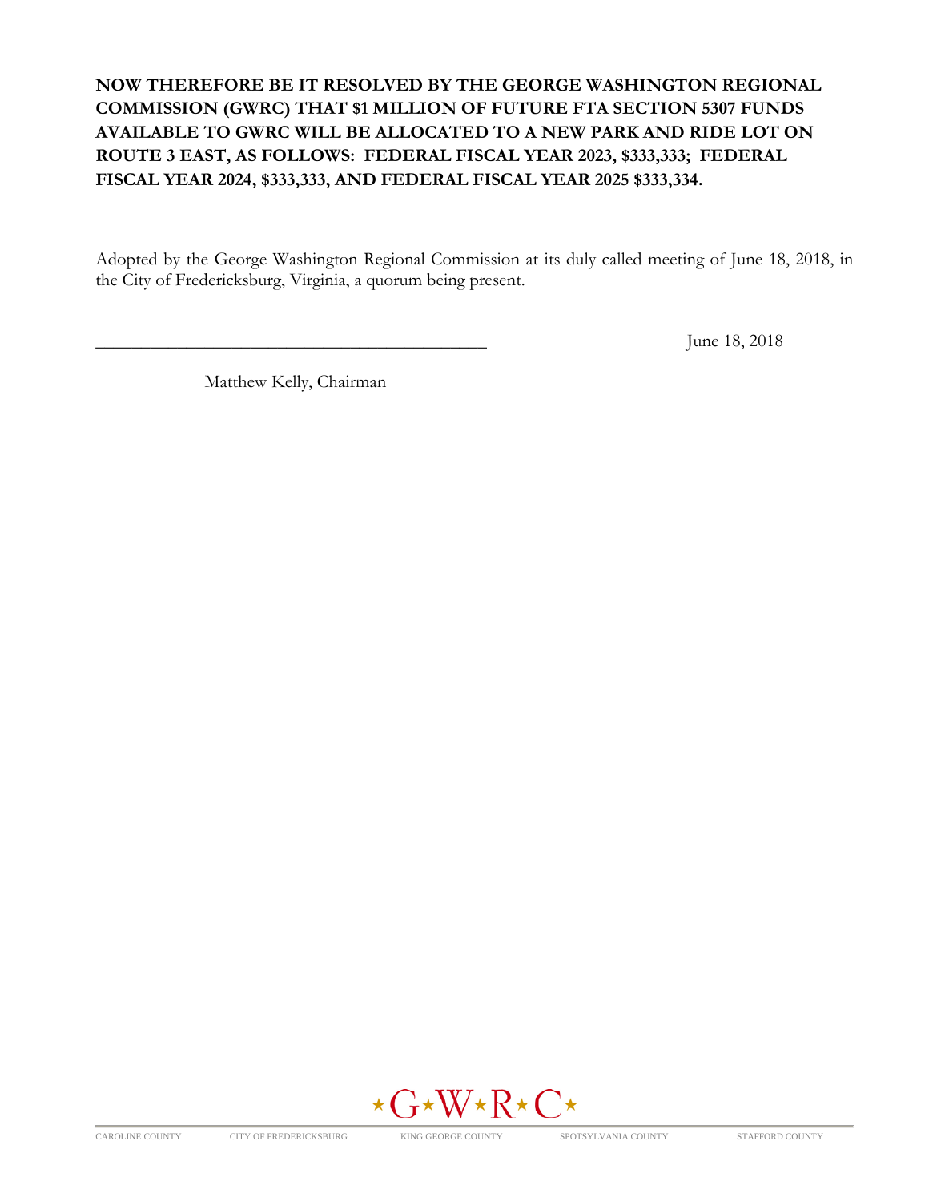**NOW THEREFORE BE IT RESOLVED BY THE GEORGE WASHINGTON REGIONAL COMMISSION (GWRC) THAT $1 MILLION OF FUTURE FTA SECTION 5307 FUNDS AVAILABLE TO GWRC WILL BE ALLOCATED TO A NEW PARK AND RIDE LOT ON ROUTE 3 EAST, AS FOLLOWS: FEDERAL FISCAL YEAR 2023, $333,333; FEDERAL FISCAL YEAR 2024, $333,333, AND FEDERAL FISCAL YEAR 2025 $333,334.**

Adopted by the George Washington Regional Commission at its duly called meeting of June 18, 2018, in the City of Fredericksburg, Virginia, a quorum being present.

_____________________________________________ June 18, 2018

Matthew Kelly, Chairman